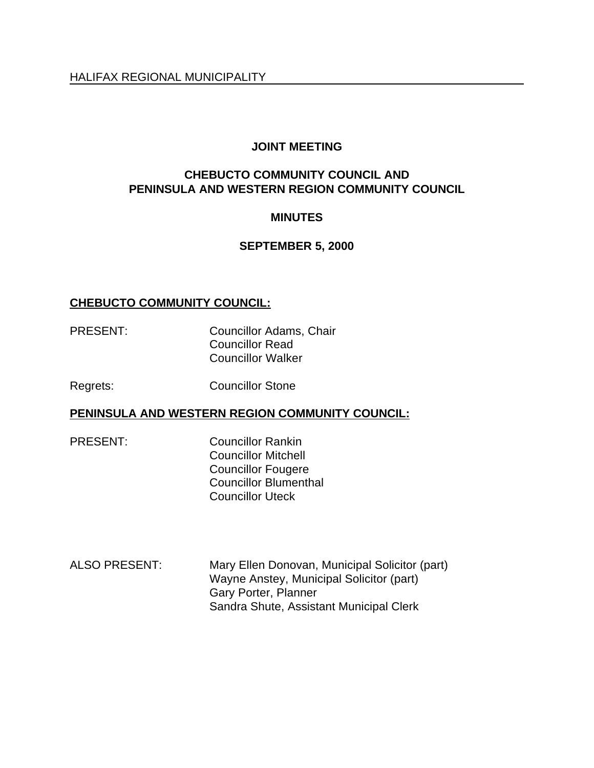HALIFAX REGIONAL MUNICIPALITY

# JOINT MEETING

## CHEBUCTO COMMUNITY COUNCIL AND PENINSULA AND WESTERN REGION COMMUNITY COUNCIL

## MINUTES

## SEPTEMBER 5, 2000

**CHEBUCTO COMMUNITY COUNCIL:**

PRESENT: Councillor Adams, Chair
Councillor Read
Councillor Walker

Regrets: Councillor Stone

**PENINSULA AND WESTERN REGION COMMUNITY COUNCIL:**

PRESENT: Councillor Rankin
Councillor Mitchell
Councillor Fougere
Councillor Blumenthal
Councillor Uteck

ALSO PRESENT: Mary Ellen Donovan, Municipal Solicitor (part)
Wayne Anstey, Municipal Solicitor (part)
Gary Porter, Planner
Sandra Shute, Assistant Municipal Clerk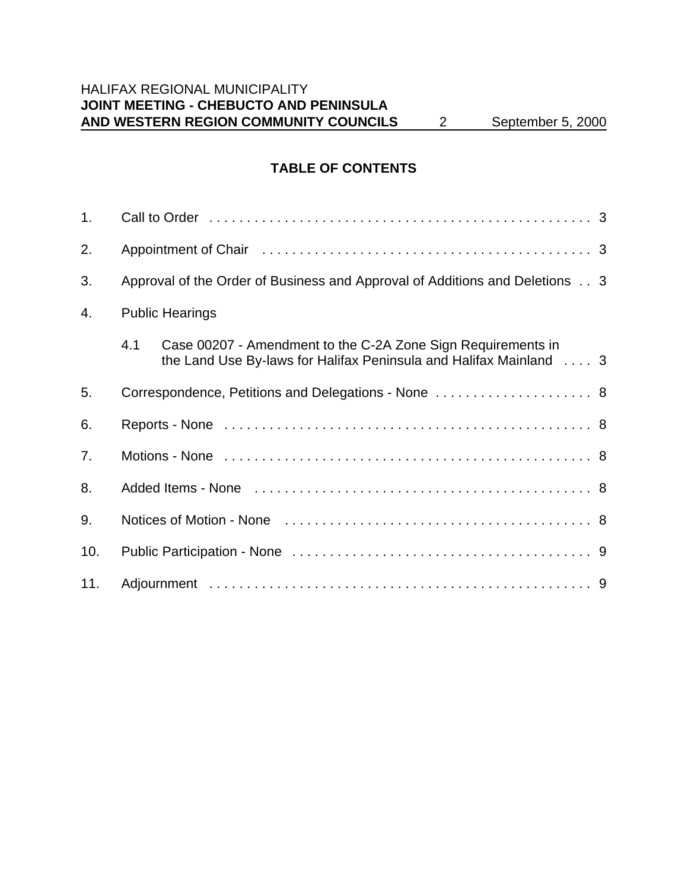## TABLE OF CONTENTS

1. Call to Order . . . . . . . . . . . . . . . . . . . . . . . . . . . . . . . . . . . . . . . . . . . . . . . . . . . 3
2. Appointment of Chair . . . . . . . . . . . . . . . . . . . . . . . . . . . . . . . . . . . . . . . . . . . . . 3
3. Approval of the Order of Business and Approval of Additions and Deletions . . 3
4. Public Hearings
   - 4.1 Case 00207 - Amendment to the C-2A Zone Sign Requirements in the Land Use By-laws for Halifax Peninsula and Halifax Mainland . . . . 3
5. Correspondence, Petitions and Delegations - None . . . . . . . . . . . . . . . . . . . . . 8
6. Reports - None . . . . . . . . . . . . . . . . . . . . . . . . . . . . . . . . . . . . . . . . . . . . . . . . . . 8
7. Motions - None . . . . . . . . . . . . . . . . . . . . . . . . . . . . . . . . . . . . . . . . . . . . . . . . . . 8
8. Added Items - None . . . . . . . . . . . . . . . . . . . . . . . . . . . . . . . . . . . . . . . . . . . . . . 8
9. Notices of Motion - None . . . . . . . . . . . . . . . . . . . . . . . . . . . . . . . . . . . . . . . . . . 8
10. Public Participation - None . . . . . . . . . . . . . . . . . . . . . . . . . . . . . . . . . . . . . . . . 9
11. Adjournment . . . . . . . . . . . . . . . . . . . . . . . . . . . . . . . . . . . . . . . . . . . . . . . . . . . 9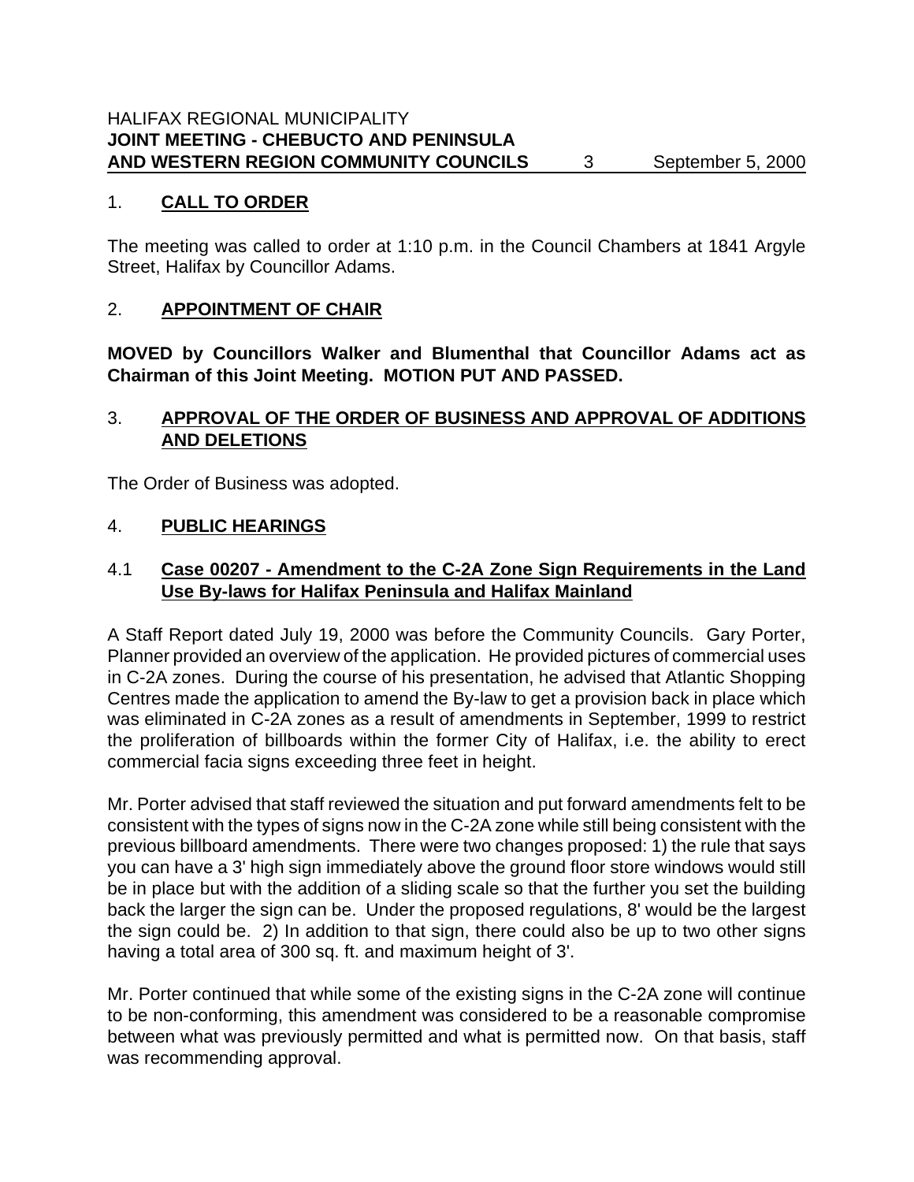## 1. CALL TO ORDER

The meeting was called to order at 1:10 p.m. in the Council Chambers at 1841 Argyle Street, Halifax by Councillor Adams.

## 2. APPOINTMENT OF CHAIR

**MOVED by Councillors Walker and Blumenthal that Councillor Adams act as Chairman of this Joint Meeting. MOTION PUT AND PASSED.**

## 3. APPROVAL OF THE ORDER OF BUSINESS AND APPROVAL OF ADDITIONS AND DELETIONS

The Order of Business was adopted.

## 4. PUBLIC HEARINGS

### 4.1 Case 00207 - Amendment to the C-2A Zone Sign Requirements in the Land Use By-laws for Halifax Peninsula and Halifax Mainland

A Staff Report dated July 19, 2000 was before the Community Councils. Gary Porter, Planner provided an overview of the application. He provided pictures of commercial uses in C-2A zones. During the course of his presentation, he advised that Atlantic Shopping Centres made the application to amend the By-law to get a provision back in place which was eliminated in C-2A zones as a result of amendments in September, 1999 to restrict the proliferation of billboards within the former City of Halifax, i.e. the ability to erect commercial facia signs exceeding three feet in height.

Mr. Porter advised that staff reviewed the situation and put forward amendments felt to be consistent with the types of signs now in the C-2A zone while still being consistent with the previous billboard amendments. There were two changes proposed: 1) the rule that says you can have a 3' high sign immediately above the ground floor store windows would still be in place but with the addition of a sliding scale so that the further you set the building back the larger the sign can be. Under the proposed regulations, 8' would be the largest the sign could be. 2) In addition to that sign, there could also be up to two other signs having a total area of 300 sq. ft. and maximum height of 3'.

Mr. Porter continued that while some of the existing signs in the C-2A zone will continue to be non-conforming, this amendment was considered to be a reasonable compromise between what was previously permitted and what is permitted now. On that basis, staff was recommending approval.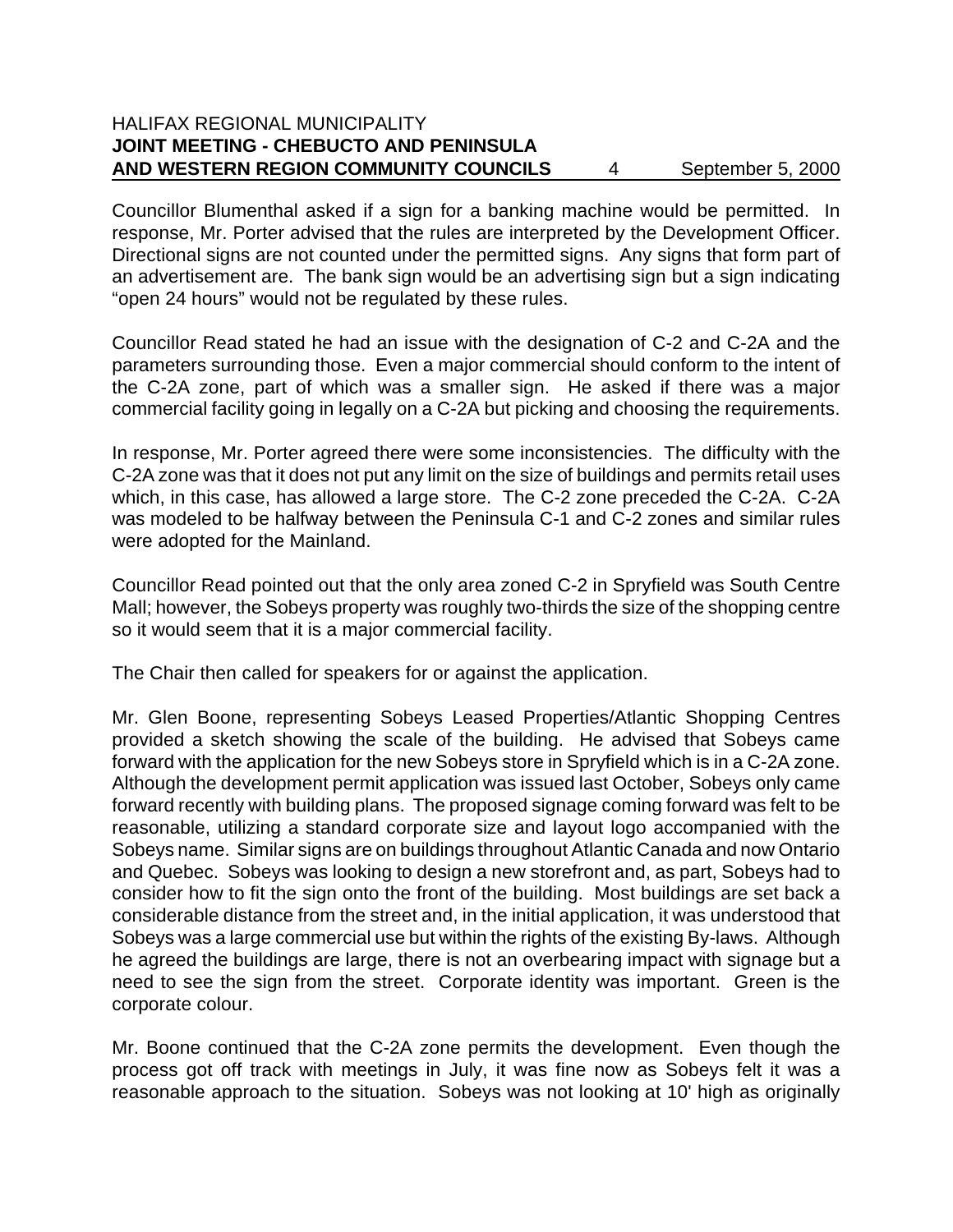Councillor Blumenthal asked if a sign for a banking machine would be permitted. In response, Mr. Porter advised that the rules are interpreted by the Development Officer. Directional signs are not counted under the permitted signs. Any signs that form part of an advertisement are. The bank sign would be an advertising sign but a sign indicating "open 24 hours" would not be regulated by these rules.

Councillor Read stated he had an issue with the designation of C-2 and C-2A and the parameters surrounding those. Even a major commercial should conform to the intent of the C-2A zone, part of which was a smaller sign. He asked if there was a major commercial facility going in legally on a C-2A but picking and choosing the requirements.

In response, Mr. Porter agreed there were some inconsistencies. The difficulty with the C-2A zone was that it does not put any limit on the size of buildings and permits retail uses which, in this case, has allowed a large store. The C-2 zone preceded the C-2A. C-2A was modeled to be halfway between the Peninsula C-1 and C-2 zones and similar rules were adopted for the Mainland.

Councillor Read pointed out that the only area zoned C-2 in Spryfield was South Centre Mall; however, the Sobeys property was roughly two-thirds the size of the shopping centre so it would seem that it is a major commercial facility.

The Chair then called for speakers for or against the application.

Mr. Glen Boone, representing Sobeys Leased Properties/Atlantic Shopping Centres provided a sketch showing the scale of the building. He advised that Sobeys came forward with the application for the new Sobeys store in Spryfield which is in a C-2A zone. Although the development permit application was issued last October, Sobeys only came forward recently with building plans. The proposed signage coming forward was felt to be reasonable, utilizing a standard corporate size and layout logo accompanied with the Sobeys name. Similar signs are on buildings throughout Atlantic Canada and now Ontario and Quebec. Sobeys was looking to design a new storefront and, as part, Sobeys had to consider how to fit the sign onto the front of the building. Most buildings are set back a considerable distance from the street and, in the initial application, it was understood that Sobeys was a large commercial use but within the rights of the existing By-laws. Although he agreed the buildings are large, there is not an overbearing impact with signage but a need to see the sign from the street. Corporate identity was important. Green is the corporate colour.

Mr. Boone continued that the C-2A zone permits the development. Even though the process got off track with meetings in July, it was fine now as Sobeys felt it was a reasonable approach to the situation. Sobeys was not looking at 10' high as originally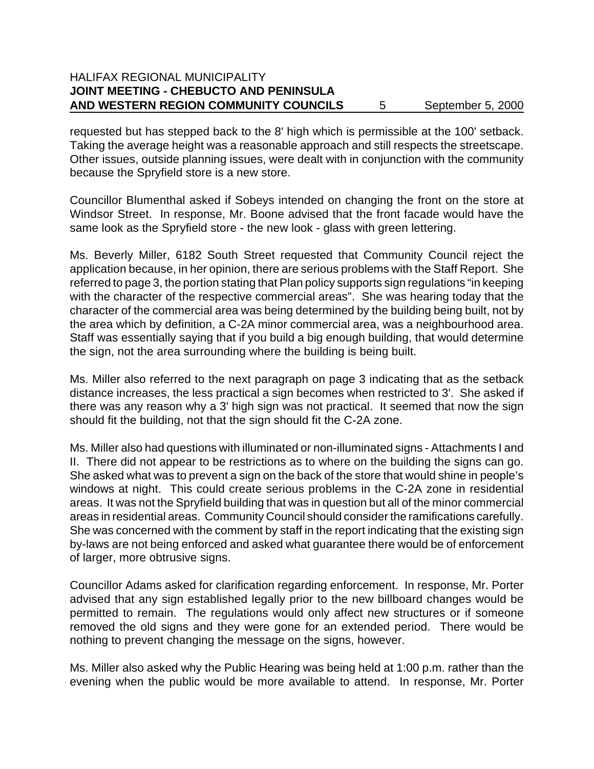requested but has stepped back to the 8' high which is permissible at the 100' setback. Taking the average height was a reasonable approach and still respects the streetscape. Other issues, outside planning issues, were dealt with in conjunction with the community because the Spryfield store is a new store.

Councillor Blumenthal asked if Sobeys intended on changing the front on the store at Windsor Street. In response, Mr. Boone advised that the front facade would have the same look as the Spryfield store - the new look - glass with green lettering.

Ms. Beverly Miller, 6182 South Street requested that Community Council reject the application because, in her opinion, there are serious problems with the Staff Report. She referred to page 3, the portion stating that Plan policy supports sign regulations "in keeping with the character of the respective commercial areas". She was hearing today that the character of the commercial area was being determined by the building being built, not by the area which by definition, a C-2A minor commercial area, was a neighbourhood area. Staff was essentially saying that if you build a big enough building, that would determine the sign, not the area surrounding where the building is being built.

Ms. Miller also referred to the next paragraph on page 3 indicating that as the setback distance increases, the less practical a sign becomes when restricted to 3'. She asked if there was any reason why a 3' high sign was not practical. It seemed that now the sign should fit the building, not that the sign should fit the C-2A zone.

Ms. Miller also had questions with illuminated or non-illuminated signs - Attachments I and II. There did not appear to be restrictions as to where on the building the signs can go. She asked what was to prevent a sign on the back of the store that would shine in people's windows at night. This could create serious problems in the C-2A zone in residential areas. It was not the Spryfield building that was in question but all of the minor commercial areas in residential areas. Community Council should consider the ramifications carefully. She was concerned with the comment by staff in the report indicating that the existing sign by-laws are not being enforced and asked what guarantee there would be of enforcement of larger, more obtrusive signs.

Councillor Adams asked for clarification regarding enforcement. In response, Mr. Porter advised that any sign established legally prior to the new billboard changes would be permitted to remain. The regulations would only affect new structures or if someone removed the old signs and they were gone for an extended period. There would be nothing to prevent changing the message on the signs, however.

Ms. Miller also asked why the Public Hearing was being held at 1:00 p.m. rather than the evening when the public would be more available to attend. In response, Mr. Porter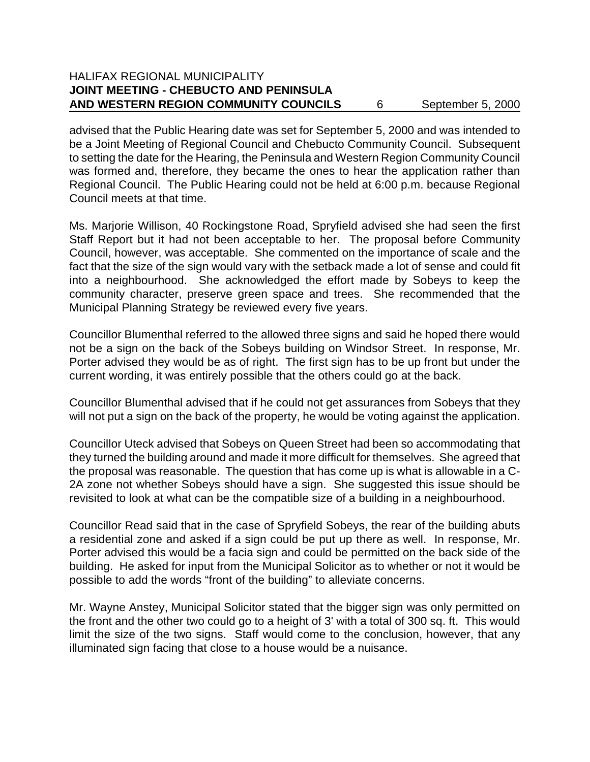advised that the Public Hearing date was set for September 5, 2000 and was intended to be a Joint Meeting of Regional Council and Chebucto Community Council. Subsequent to setting the date for the Hearing, the Peninsula and Western Region Community Council was formed and, therefore, they became the ones to hear the application rather than Regional Council. The Public Hearing could not be held at 6:00 p.m. because Regional Council meets at that time.

Ms. Marjorie Willison, 40 Rockingstone Road, Spryfield advised she had seen the first Staff Report but it had not been acceptable to her. The proposal before Community Council, however, was acceptable. She commented on the importance of scale and the fact that the size of the sign would vary with the setback made a lot of sense and could fit into a neighbourhood. She acknowledged the effort made by Sobeys to keep the community character, preserve green space and trees. She recommended that the Municipal Planning Strategy be reviewed every five years.

Councillor Blumenthal referred to the allowed three signs and said he hoped there would not be a sign on the back of the Sobeys building on Windsor Street. In response, Mr. Porter advised they would be as of right. The first sign has to be up front but under the current wording, it was entirely possible that the others could go at the back.

Councillor Blumenthal advised that if he could not get assurances from Sobeys that they will not put a sign on the back of the property, he would be voting against the application.

Councillor Uteck advised that Sobeys on Queen Street had been so accommodating that they turned the building around and made it more difficult for themselves. She agreed that the proposal was reasonable. The question that has come up is what is allowable in a C-2A zone not whether Sobeys should have a sign. She suggested this issue should be revisited to look at what can be the compatible size of a building in a neighbourhood.

Councillor Read said that in the case of Spryfield Sobeys, the rear of the building abuts a residential zone and asked if a sign could be put up there as well. In response, Mr. Porter advised this would be a facia sign and could be permitted on the back side of the building. He asked for input from the Municipal Solicitor as to whether or not it would be possible to add the words "front of the building" to alleviate concerns.

Mr. Wayne Anstey, Municipal Solicitor stated that the bigger sign was only permitted on the front and the other two could go to a height of 3' with a total of 300 sq. ft. This would limit the size of the two signs. Staff would come to the conclusion, however, that any illuminated sign facing that close to a house would be a nuisance.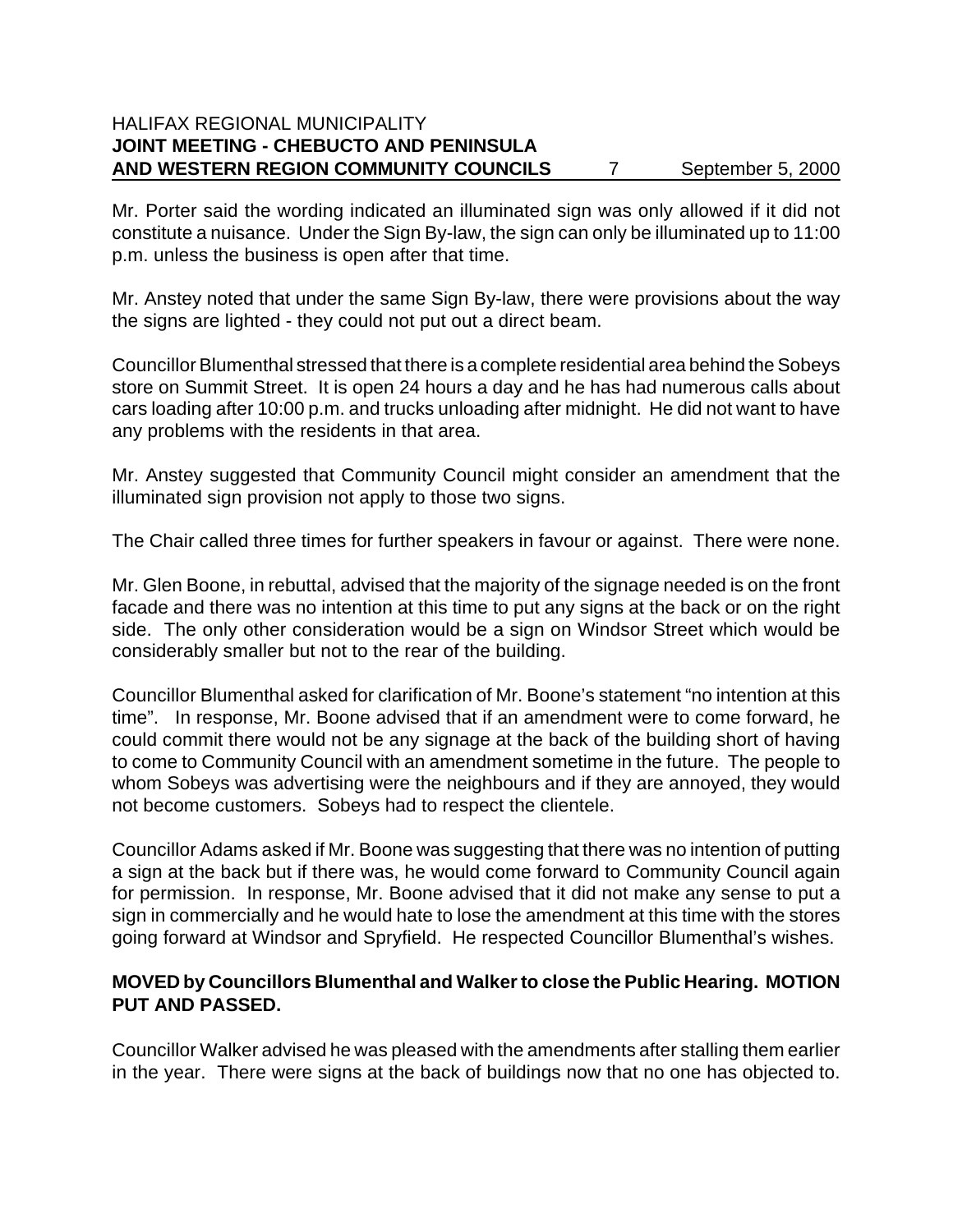Mr. Porter said the wording indicated an illuminated sign was only allowed if it did not constitute a nuisance. Under the Sign By-law, the sign can only be illuminated up to 11:00 p.m. unless the business is open after that time.

Mr. Anstey noted that under the same Sign By-law, there were provisions about the way the signs are lighted - they could not put out a direct beam.

Councillor Blumenthal stressed that there is a complete residential area behind the Sobeys store on Summit Street. It is open 24 hours a day and he has had numerous calls about cars loading after 10:00 p.m. and trucks unloading after midnight. He did not want to have any problems with the residents in that area.

Mr. Anstey suggested that Community Council might consider an amendment that the illuminated sign provision not apply to those two signs.

The Chair called three times for further speakers in favour or against. There were none.

Mr. Glen Boone, in rebuttal, advised that the majority of the signage needed is on the front facade and there was no intention at this time to put any signs at the back or on the right side. The only other consideration would be a sign on Windsor Street which would be considerably smaller but not to the rear of the building.

Councillor Blumenthal asked for clarification of Mr. Boone's statement "no intention at this time". In response, Mr. Boone advised that if an amendment were to come forward, he could commit there would not be any signage at the back of the building short of having to come to Community Council with an amendment sometime in the future. The people to whom Sobeys was advertising were the neighbours and if they are annoyed, they would not become customers. Sobeys had to respect the clientele.

Councillor Adams asked if Mr. Boone was suggesting that there was no intention of putting a sign at the back but if there was, he would come forward to Community Council again for permission. In response, Mr. Boone advised that it did not make any sense to put a sign in commercially and he would hate to lose the amendment at this time with the stores going forward at Windsor and Spryfield. He respected Councillor Blumenthal's wishes.

**MOVED by Councillors Blumenthal and Walker to close the Public Hearing. MOTION PUT AND PASSED.**

Councillor Walker advised he was pleased with the amendments after stalling them earlier in the year. There were signs at the back of buildings now that no one has objected to.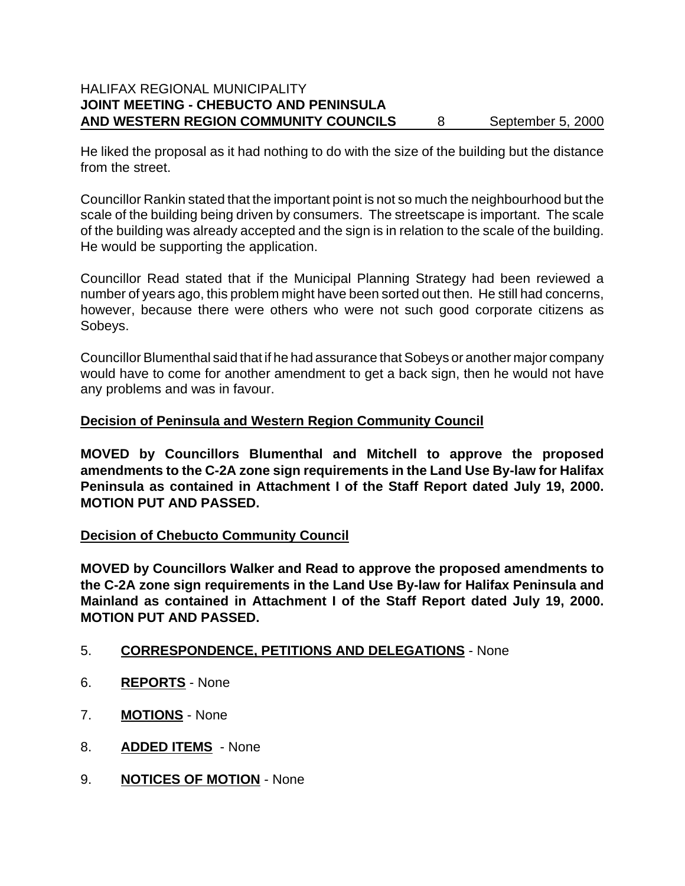He liked the proposal as it had nothing to do with the size of the building but the distance from the street.

Councillor Rankin stated that the important point is not so much the neighbourhood but the scale of the building being driven by consumers. The streetscape is important. The scale of the building was already accepted and the sign is in relation to the scale of the building. He would be supporting the application.

Councillor Read stated that if the Municipal Planning Strategy had been reviewed a number of years ago, this problem might have been sorted out then. He still had concerns, however, because there were others who were not such good corporate citizens as Sobeys.

Councillor Blumenthal said that if he had assurance that Sobeys or another major company would have to come for another amendment to get a back sign, then he would not have any problems and was in favour.

**Decision of Peninsula and Western Region Community Council**

**MOVED by Councillors Blumenthal and Mitchell to approve the proposed amendments to the C-2A zone sign requirements in the Land Use By-law for Halifax Peninsula as contained in Attachment I of the Staff Report dated July 19, 2000. MOTION PUT AND PASSED.**

**Decision of Chebucto Community Council**

**MOVED by Councillors Walker and Read to approve the proposed amendments to the C-2A zone sign requirements in the Land Use By-law for Halifax Peninsula and Mainland as contained in Attachment I of the Staff Report dated July 19, 2000. MOTION PUT AND PASSED.**

5. **CORRESPONDENCE, PETITIONS AND DELEGATIONS** - None

6. **REPORTS** - None

7. **MOTIONS** - None

8. **ADDED ITEMS** - None

9. **NOTICES OF MOTION** - None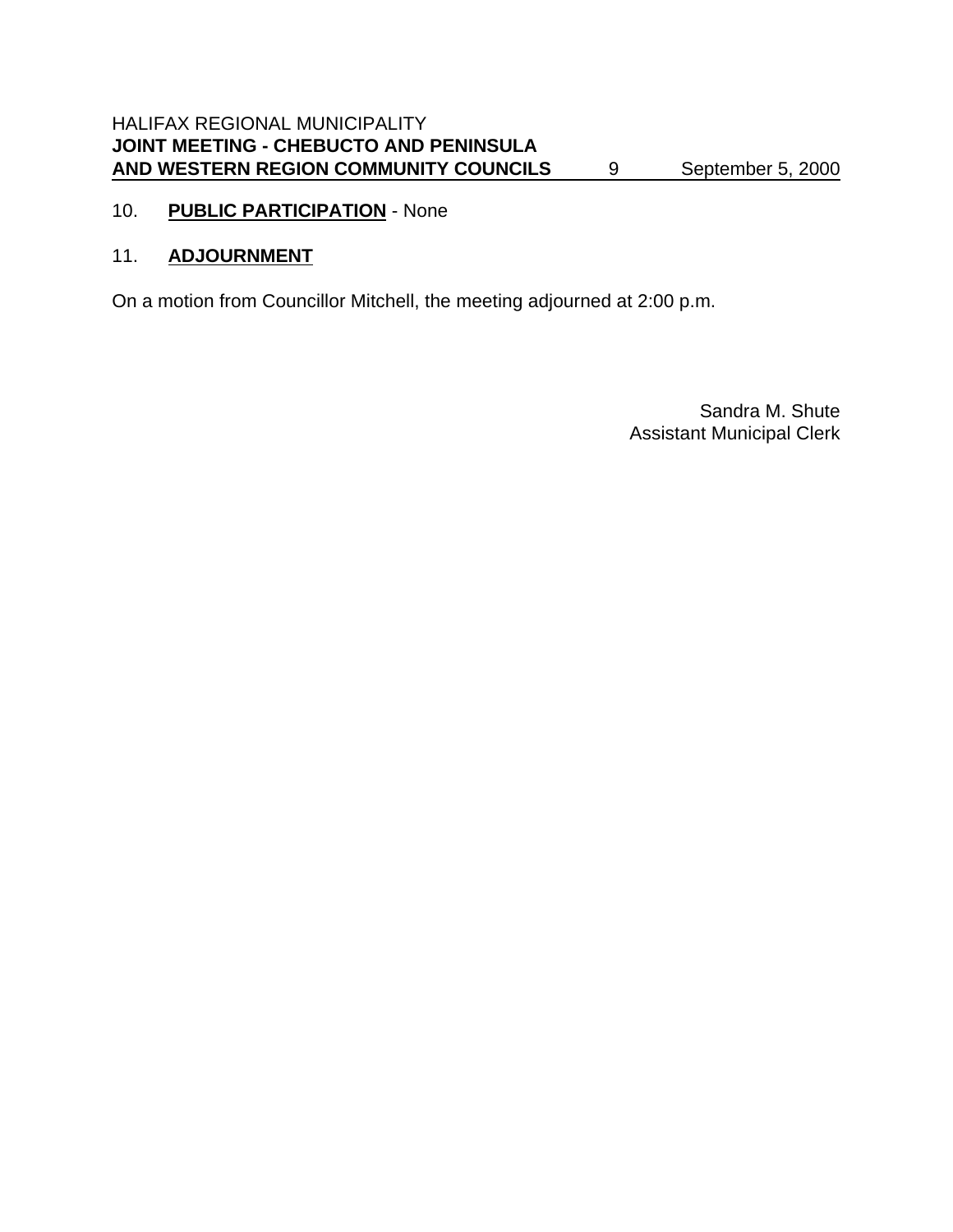10. **PUBLIC PARTICIPATION** - None

11. **ADJOURNMENT**

On a motion from Councillor Mitchell, the meeting adjourned at 2:00 p.m.

Sandra M. Shute
Assistant Municipal Clerk